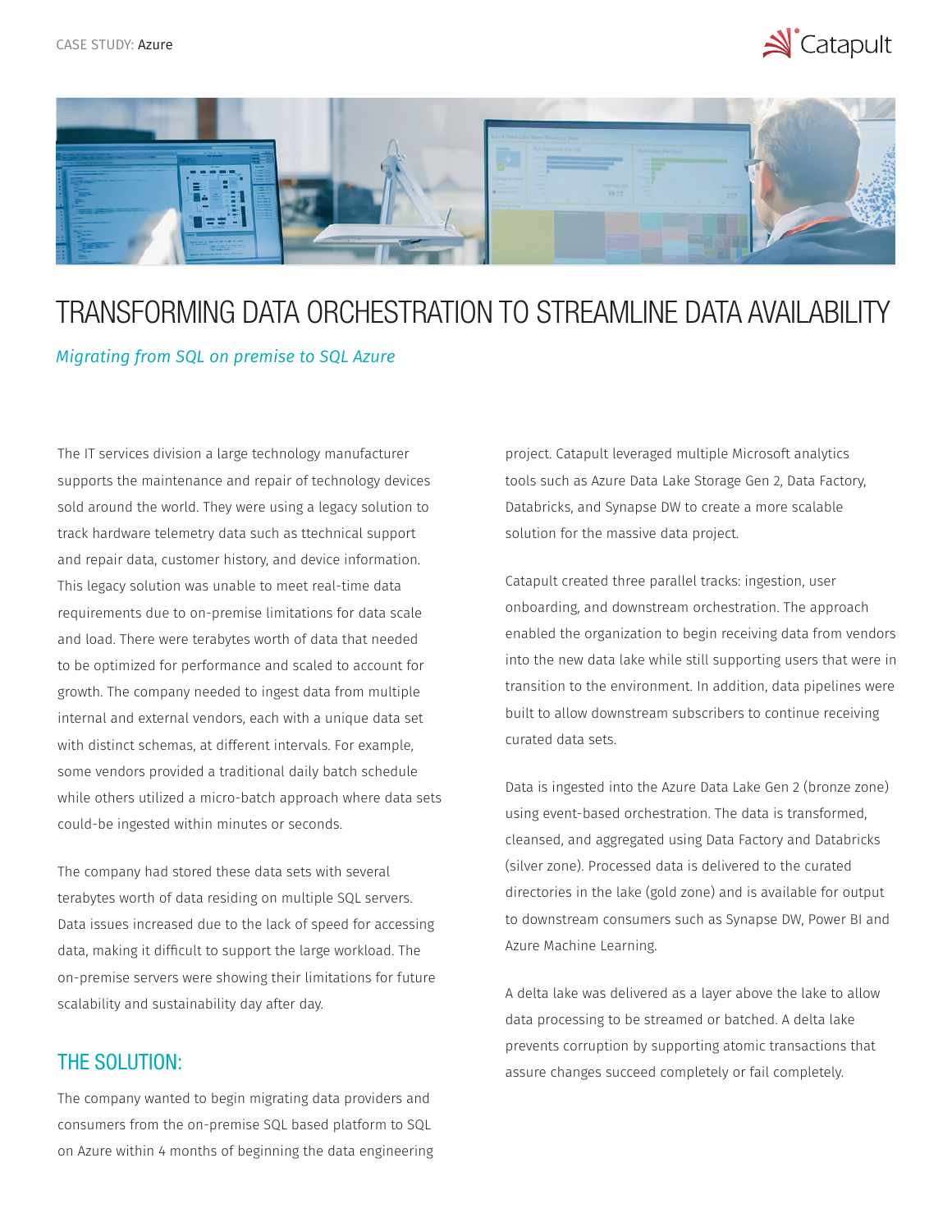CASE STUDY: Azure

# TRANSFORMING DATA ORCHESTRATION TO STREAMLINE DATA AVAILABILITY

*Migrating from SQL on premise to SQL Azure*

The IT services division a large technology manufacturer supports the maintenance and repair of technology devices sold around the world. They were using a legacy solution to track hardware telemetry data such as ttechnical support and repair data, customer history, and device information. This legacy solution was unable to meet real-time data requirements due to on-premise limitations for data scale and load. There were terabytes worth of data that needed to be optimized for performance and scaled to account for growth. The company needed to ingest data from multiple internal and external vendors, each with a unique data set with distinct schemas, at different intervals. For example, some vendors provided a traditional daily batch schedule while others utilized a micro-batch approach where data sets could-be ingested within minutes or seconds.

The company had stored these data sets with several terabytes worth of data residing on multiple SQL servers. Data issues increased due to the lack of speed for accessing data, making it difficult to support the large workload. The on-premise servers were showing their limitations for future scalability and sustainability day after day.

## THE SOLUTION:

The company wanted to begin migrating data providers and consumers from the on-premise SQL based platform to SQL on Azure within 4 months of beginning the data engineering project. Catapult leveraged multiple Microsoft analytics tools such as Azure Data Lake Storage Gen 2, Data Factory, Databricks, and Synapse DW to create a more scalable solution for the massive data project.

Catapult created three parallel tracks: ingestion, user onboarding, and downstream orchestration. The approach enabled the organization to begin receiving data from vendors into the new data lake while still supporting users that were in transition to the environment. In addition, data pipelines were built to allow downstream subscribers to continue receiving curated data sets.

Data is ingested into the Azure Data Lake Gen 2 (bronze zone) using event-based orchestration. The data is transformed, cleansed, and aggregated using Data Factory and Databricks (silver zone). Processed data is delivered to the curated directories in the lake (gold zone) and is available for output to downstream consumers such as Synapse DW, Power BI and Azure Machine Learning.

A delta lake was delivered as a layer above the lake to allow data processing to be streamed or batched. A delta lake prevents corruption by supporting atomic transactions that assure changes succeed completely or fail completely.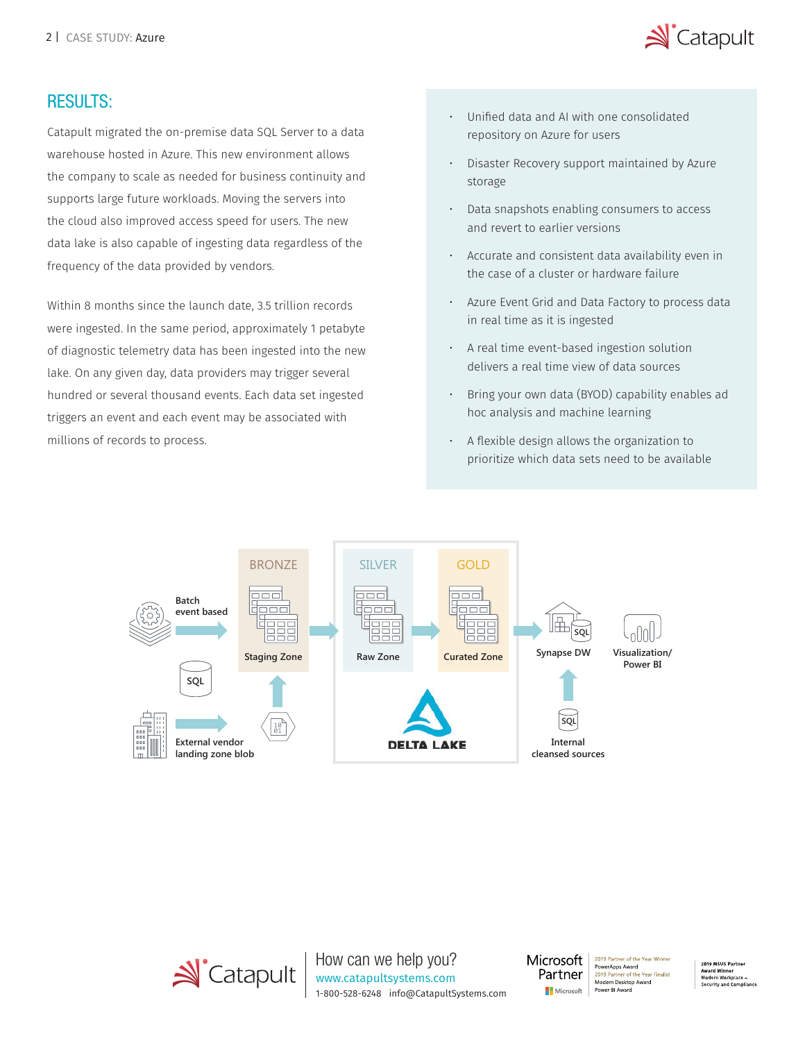## RESULTS:

Catapult migrated the on-premise data SQL Server to a data warehouse hosted in Azure. This new environment allows the company to scale as needed for business continuity and supports large future workloads. Moving the servers into the cloud also improved access speed for users. The new data lake is also capable of ingesting data regardless of the frequency of the data provided by vendors.

Within 8 months since the launch date, 3.5 trillion records were ingested. In the same period, approximately 1 petabyte of diagnostic telemetry data has been ingested into the new lake. On any given day, data providers may trigger several hundred or several thousand events. Each data set ingested triggers an event and each event may be associated with millions of records to process.

- Unified data and AI with one consolidated repository on Azure for users
- Disaster Recovery support maintained by Azure storage
- Data snapshots enabling consumers to access and revert to earlier versions
- Accurate and consistent data availability even in the case of a cluster or hardware failure
- Azure Event Grid and Data Factory to process data in real time as it is ingested
- A real time event-based ingestion solution delivers a real time view of data sources
- Bring your own data (BYOD) capability enables ad hoc analysis and machine learning
- A flexible design allows the organization to prioritize which data sets need to be available

Batch event based
SQL
External vendor landing zone blob
BRONZE
Staging Zone
SILVER
Raw Zone
GOLD
Curated Zone
DELTA LAKE
Synapse DW
Internal cleansed sources
Visualization/ Power BI

How can we help you?
www.catapultsystems.com
1-800-528-6248 info@CatapultSystems.com

Microsoft Partner
2019 Partner of the Year Winner PowerApps Award
2019 Partner of the Year Finalist Modern Desktop Award Power BI Award
2019 MSUS Partner Award Winner Modern Workplace – Security and Compliance